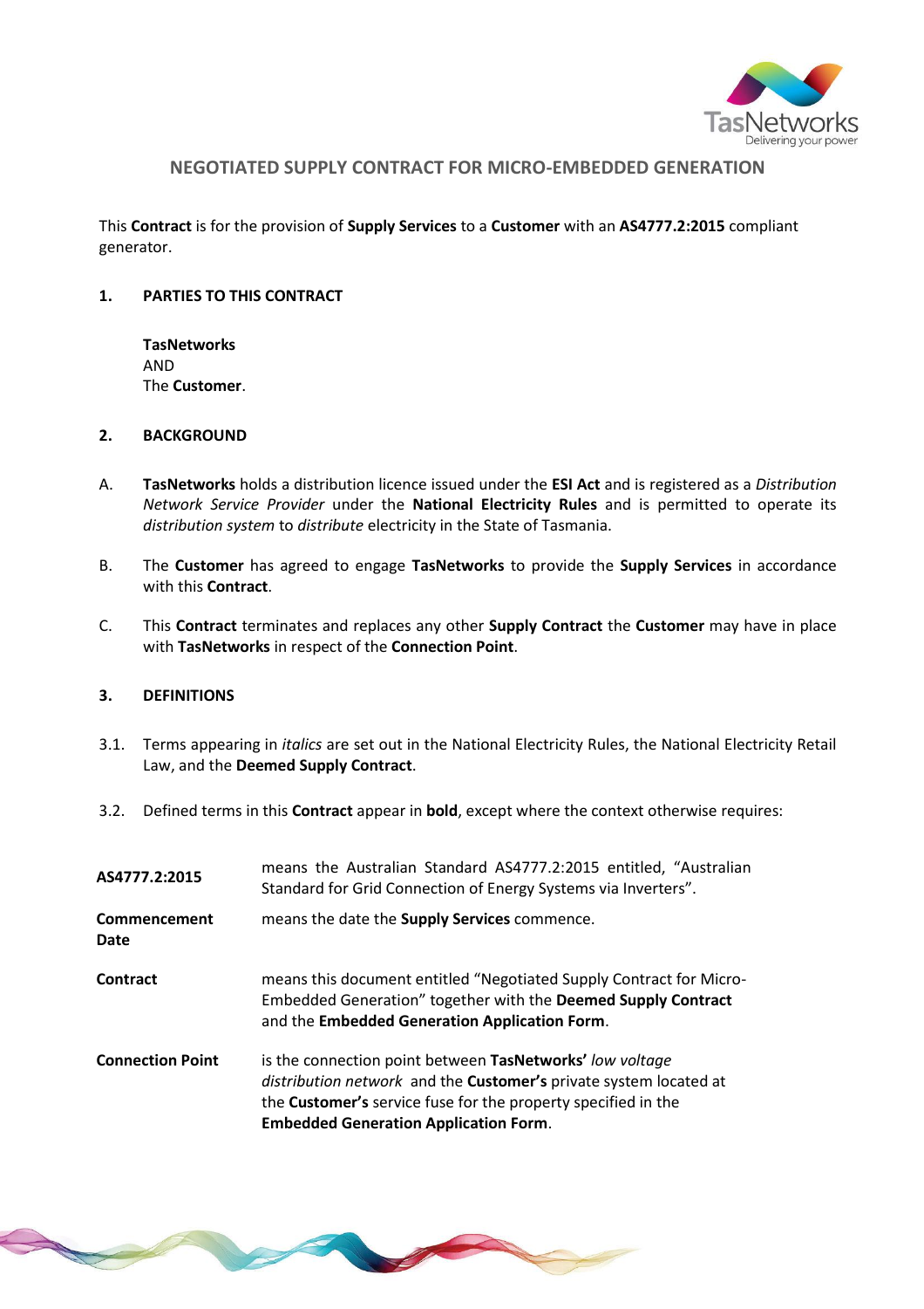# NEGOTIATED SUPPLY CONTRACT FOR MICRO-EMBEDDED GENERATION

This **Contract** is for the provision of **Supply Services** to a **Customer** with an **AS4777.2:2015** compliant generator.

## 1. PARTIES TO THIS CONTRACT

**TasNetworks**
AND
The **Customer**.

## 2. BACKGROUND

A. **TasNetworks** holds a distribution licence issued under the **ESI Act** and is registered as a *Distribution Network Service Provider* under the **National Electricity Rules** and is permitted to operate its *distribution system* to *distribute* electricity in the State of Tasmania.

B. The **Customer** has agreed to engage **TasNetworks** to provide the **Supply Services** in accordance with this **Contract**.

C. This **Contract** terminates and replaces any other **Supply Contract** the **Customer** may have in place with **TasNetworks** in respect of the **Connection Point**.

## 3. DEFINITIONS

3.1. Terms appearing in *italics* are set out in the National Electricity Rules, the National Electricity Retail Law, and the **Deemed Supply Contract**.

3.2. Defined terms in this **Contract** appear in **bold**, except where the context otherwise requires:

| Term | Definition |
|---|---|
| **AS4777.2:2015** | means the Australian Standard AS4777.2:2015 entitled, "Australian Standard for Grid Connection of Energy Systems via Inverters". |
| **Commencement Date** | means the date the **Supply Services** commence. |
| **Contract** | means this document entitled "Negotiated Supply Contract for Micro-Embedded Generation" together with the **Deemed Supply Contract** and the **Embedded Generation Application Form**. |
| **Connection Point** | is the connection point between **TasNetworks'** *low voltage distribution network* and the **Customer's** private system located at the **Customer's** service fuse for the property specified in the **Embedded Generation Application Form**. |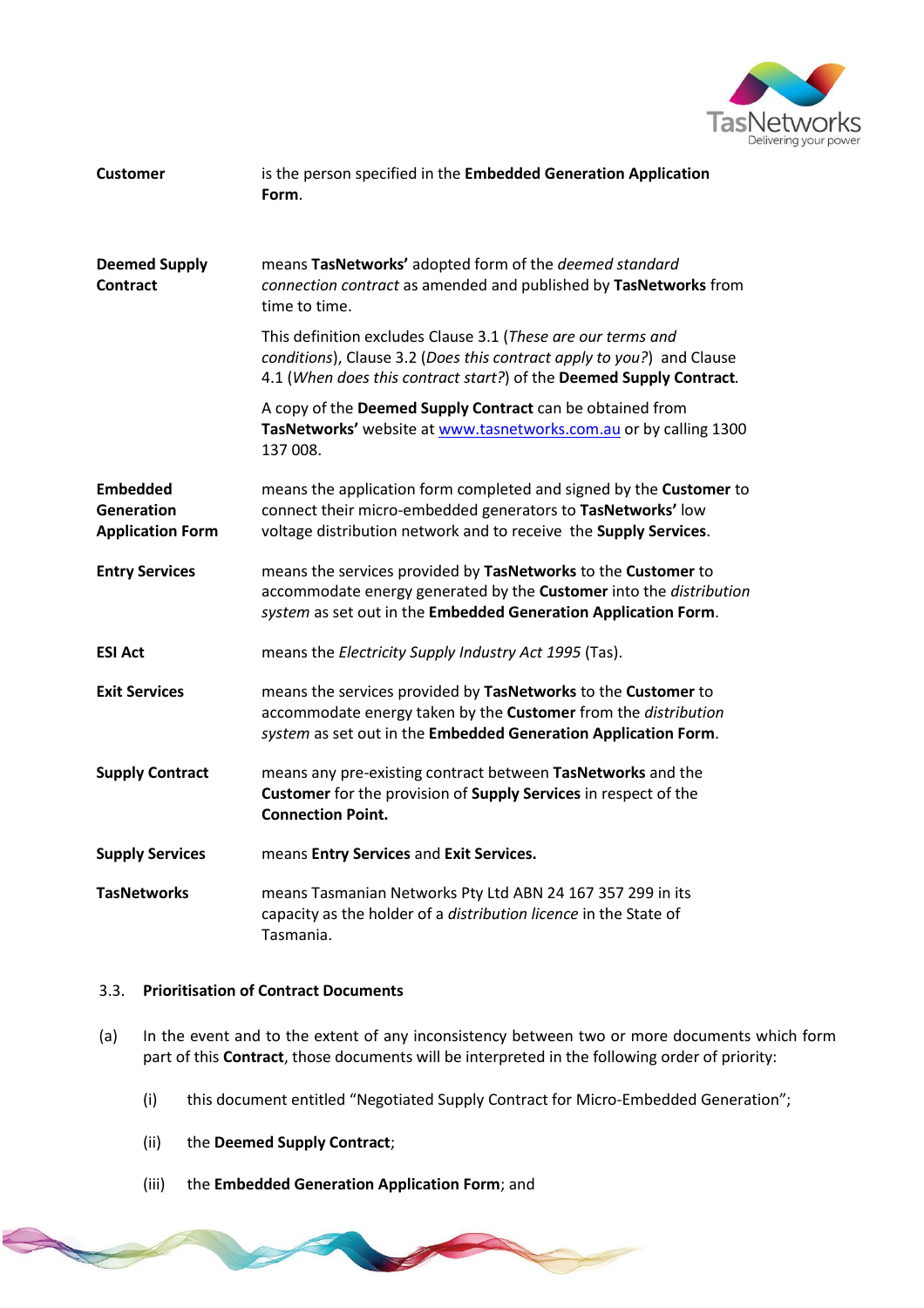**Customer** is the person specified in the **Embedded Generation Application Form**.

**Deemed Supply Contract** means **TasNetworks'** adopted form of the *deemed standard connection contract* as amended and published by **TasNetworks** from time to time.

This definition excludes Clause 3.1 (*These are our terms and conditions*), Clause 3.2 (*Does this contract apply to you?*) and Clause 4.1 (*When does this contract start?*) of the **Deemed Supply Contract***.*

A copy of the **Deemed Supply Contract** can be obtained from **TasNetworks'** website at [www.tasnetworks.com.au](http://www.tasnetworks.com.au) or by calling 1300 137 008.

**Embedded Generation Application Form** means the application form completed and signed by the **Customer** to connect their micro-embedded generators to **TasNetworks'** low voltage distribution network and to receive the **Supply Services**.

**Entry Services** means the services provided by **TasNetworks** to the **Customer** to accommodate energy generated by the **Customer** into the *distribution system* as set out in the **Embedded Generation Application Form**.

**ESI Act** means the *Electricity Supply Industry Act 1995* (Tas).

**Exit Services** means the services provided by **TasNetworks** to the **Customer** to accommodate energy taken by the **Customer** from the *distribution system* as set out in the **Embedded Generation Application Form**.

**Supply Contract** means any pre-existing contract between **TasNetworks** and the **Customer** for the provision of **Supply Services** in respect of the **Connection Point.**

**Supply Services** means **Entry Services** and **Exit Services.**

**TasNetworks** means Tasmanian Networks Pty Ltd ABN 24 167 357 299 in its capacity as the holder of a *distribution licence* in the State of Tasmania.

### 3.3. Prioritisation of Contract Documents

(a) In the event and to the extent of any inconsistency between two or more documents which form part of this **Contract**, those documents will be interpreted in the following order of priority:

(i) this document entitled "Negotiated Supply Contract for Micro-Embedded Generation";

(ii) the **Deemed Supply Contract**;

(iii) the **Embedded Generation Application Form**; and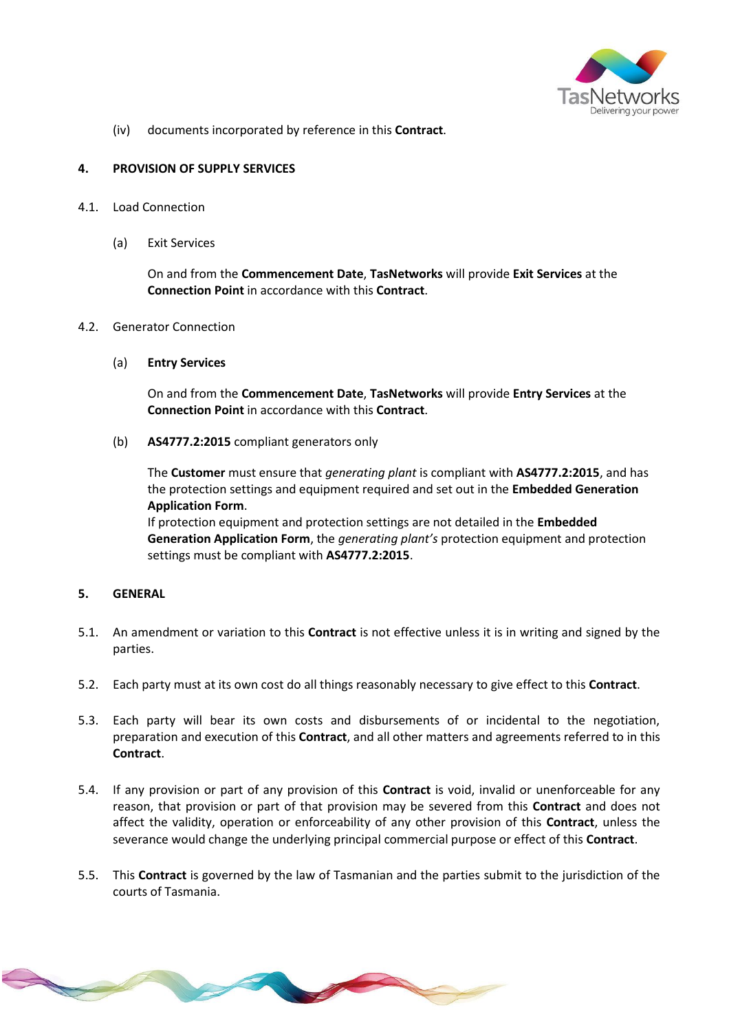(iv) documents incorporated by reference in this **Contract**.

## 4. PROVISION OF SUPPLY SERVICES

4.1. Load Connection

(a) Exit Services

On and from the **Commencement Date**, **TasNetworks** will provide **Exit Services** at the **Connection Point** in accordance with this **Contract**.

4.2. Generator Connection

(a) **Entry Services**

On and from the **Commencement Date**, **TasNetworks** will provide **Entry Services** at the **Connection Point** in accordance with this **Contract**.

(b) **AS4777.2:2015** compliant generators only

The **Customer** must ensure that *generating plant* is compliant with **AS4777.2:2015**, and has the protection settings and equipment required and set out in the **Embedded Generation Application Form**.
If protection equipment and protection settings are not detailed in the **Embedded Generation Application Form**, the *generating plant's* protection equipment and protection settings must be compliant with **AS4777.2:2015**.

## 5. GENERAL

5.1. An amendment or variation to this **Contract** is not effective unless it is in writing and signed by the parties.

5.2. Each party must at its own cost do all things reasonably necessary to give effect to this **Contract**.

5.3. Each party will bear its own costs and disbursements of or incidental to the negotiation, preparation and execution of this **Contract**, and all other matters and agreements referred to in this **Contract**.

5.4. If any provision or part of any provision of this **Contract** is void, invalid or unenforceable for any reason, that provision or part of that provision may be severed from this **Contract** and does not affect the validity, operation or enforceability of any other provision of this **Contract**, unless the severance would change the underlying principal commercial purpose or effect of this **Contract**.

5.5. This **Contract** is governed by the law of Tasmanian and the parties submit to the jurisdiction of the courts of Tasmania.